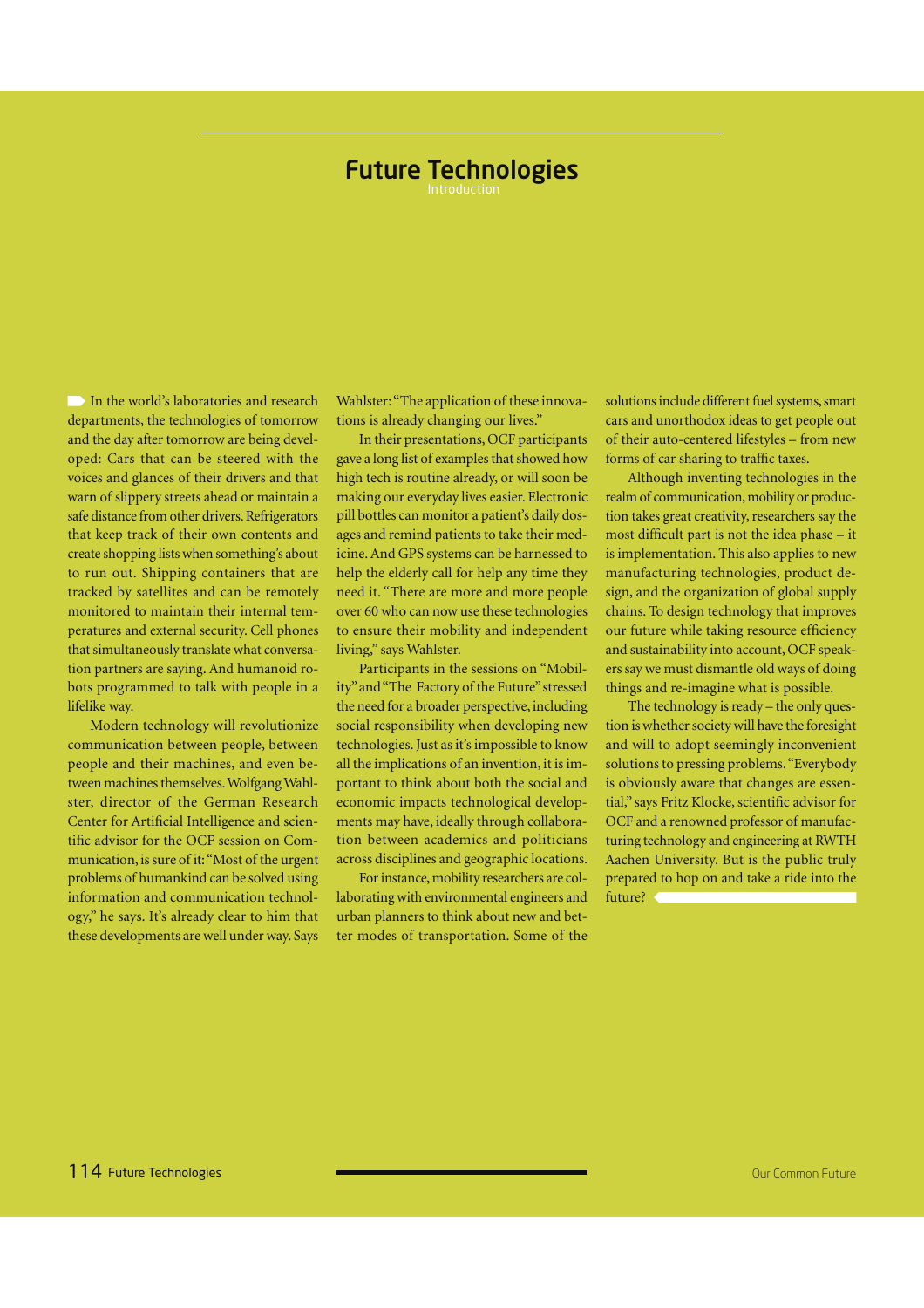# Future Technologies

Introduction

In the world's laboratories and research departments, the technologies of tomorrow and the day after tomorrow are being developed: Cars that can be steered with the voices and glances of their drivers and that warn of slippery streets ahead or maintain a safe distance from other drivers. Refrigerators that keep track of their own contents and create shopping lists when something's about to run out. Shipping containers that are tracked by satellites and can be remotely monitored to maintain their internal temperatures and external security. Cell phones that simultaneously translate what conversation partners are saying. And humanoid robots programmed to talk with people in a lifelike way.

Modern technology will revolutionize communication between people, between people and their machines, and even between machines themselves. Wolfgang Wahlster, director of the German Research Center for Artificial Intelligence and scientific advisor for the OCF session on Communication, is sure of it: "Most of the urgent problems of humankind can be solved using information and communication technology," he says. It's already clear to him that these developments are well under way. Says Wahlster: "The application of these innovations is already changing our lives."

In their presentations, OCF participants gave a long list of examples that showed how high tech is routine already, or will soon be making our everyday lives easier. Electronic pill bottles can monitor a patient's daily dosages and remind patients to take their medicine. And GPS systems can be harnessed to help the elderly call for help any time they need it. "There are more and more people over 60 who can now use these technologies to ensure their mobility and independent living," says Wahlster.

Participants in the sessions on "Mobility" and "The Factory of the Future" stressed the need for a broader perspective, including social responsibility when developing new technologies. Just as it's impossible to know all the implications of an invention, it is important to think about both the social and economic impacts technological developments may have, ideally through collaboration between academics and politicians across disciplines and geographic locations.

For instance, mobility researchers are collaborating with environmental engineers and urban planners to think about new and better modes of transportation. Some of the solutions include different fuel systems, smart cars and unorthodox ideas to get people out of their auto-centered lifestyles – from new forms of car sharing to traffic taxes.

Although inventing technologies in the realm of communication, mobility or production takes great creativity, researchers say the most difficult part is not the idea phase – it is implementation. This also applies to new manufacturing technologies, product design, and the organization of global supply chains. To design technology that improves our future while taking resource efficiency and sustainability into account, OCF speakers say we must dismantle old ways of doing things and re-imagine what is possible.

The technology is ready – the only question is whether society will have the foresight and will to adopt seemingly inconvenient solutions to pressing problems. "Everybody is obviously aware that changes are essential," says Fritz Klocke, scientific advisor for OCF and a renowned professor of manufacturing technology and engineering at RWTH Aachen University. But is the public truly prepared to hop on and take a ride into the future?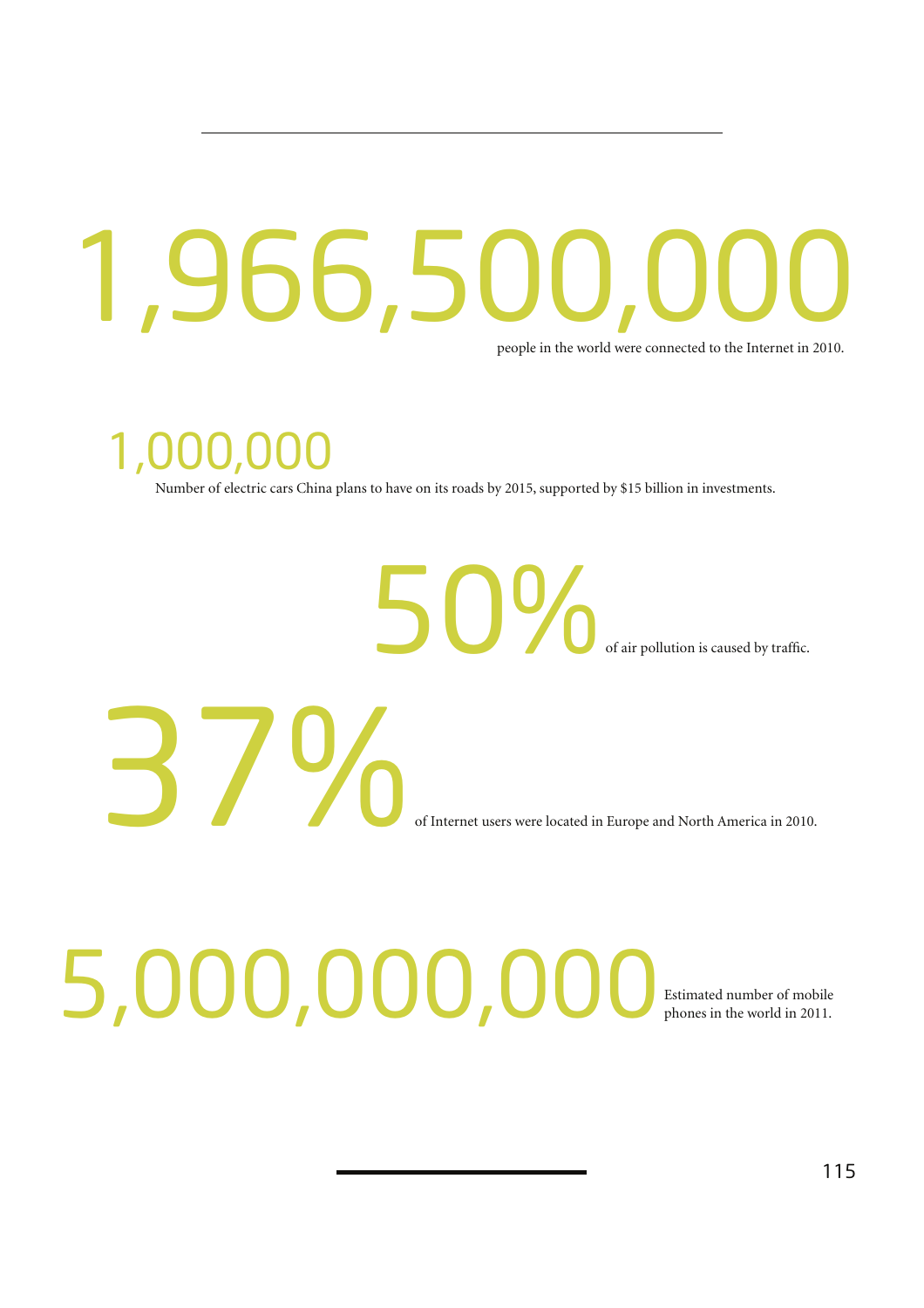# 1,966,500,000

people in the world were connected to the Internet in 2010.

## 1,000,000

Number of electric cars China plans to have on its roads by 2015, supported by $15 billion in investments.

# 50%

of air pollution is caused by traffic.

# 37%

of Internet users were located in Europe and North America in 2010.

# 5,000,000,000

Estimated number of mobile phones in the world in 2011.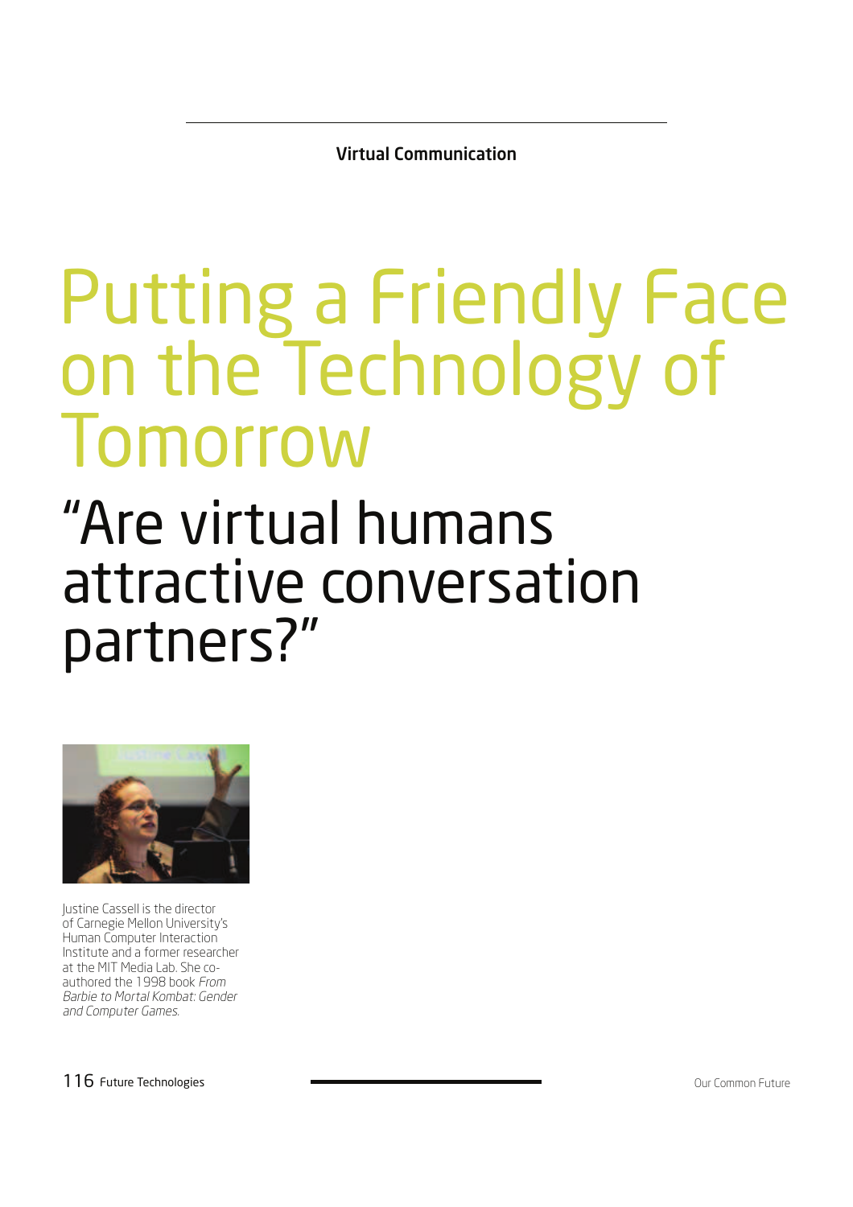Virtual Communication

# Putting a Friendly Face on the Technology of Tomorrow

## "Are virtual humans attractive conversation partners?"

Justine Cassell is the director of Carnegie Mellon University's Human Computer Interaction Institute and a former researcher at the MIT Media Lab. She co-authored the 1998 book *From Barbie to Mortal Kombat: Gender and Computer Games.*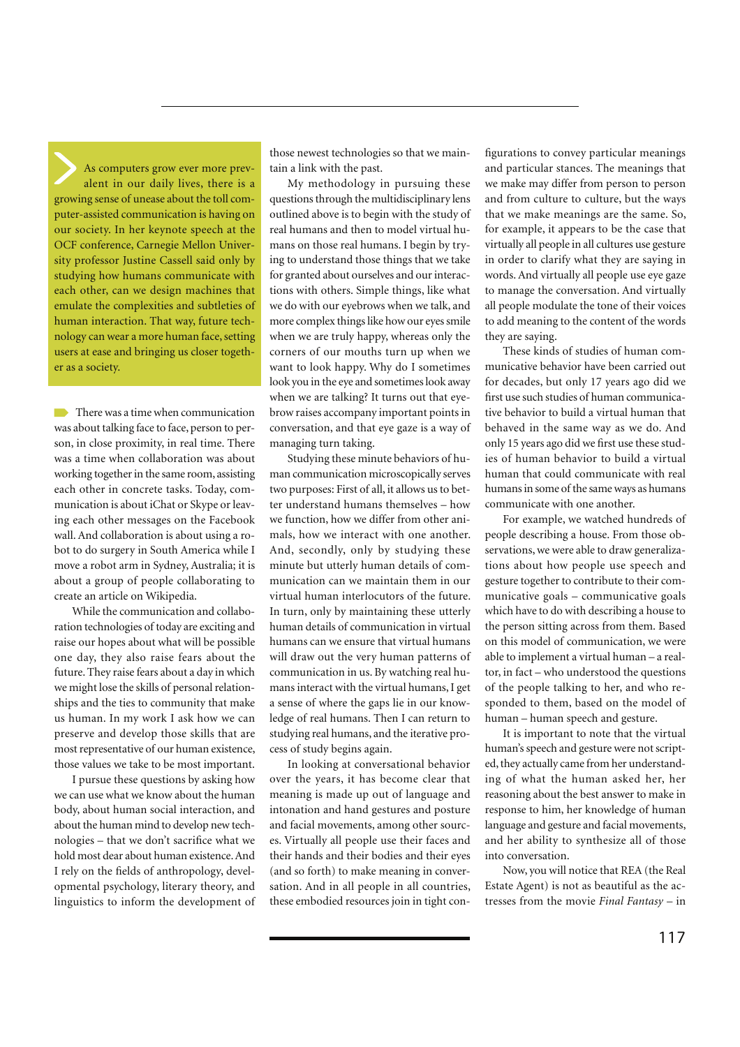As computers grow ever more prevalent in our daily lives, there is a growing sense of unease about the toll computer-assisted communication is having on our society. In her keynote speech at the OCF conference, Carnegie Mellon University professor Justine Cassell said only by studying how humans communicate with each other, can we design machines that emulate the complexities and subtleties of human interaction. That way, future technology can wear a more human face, setting users at ease and bringing us closer together as a society.

There was a time when communication was about talking face to face, person to person, in close proximity, in real time. There was a time when collaboration was about working together in the same room, assisting each other in concrete tasks. Today, communication is about iChat or Skype or leaving each other messages on the Facebook wall. And collaboration is about using a robot to do surgery in South America while I move a robot arm in Sydney, Australia; it is about a group of people collaborating to create an article on Wikipedia.

While the communication and collaboration technologies of today are exciting and raise our hopes about what will be possible one day, they also raise fears about the future. They raise fears about a day in which we might lose the skills of personal relationships and the ties to community that make us human. In my work I ask how we can preserve and develop those skills that are most representative of our human existence, those values we take to be most important.

I pursue these questions by asking how we can use what we know about the human body, about human social interaction, and about the human mind to develop new technologies – that we don't sacrifice what we hold most dear about human existence. And I rely on the fields of anthropology, developmental psychology, literary theory, and linguistics to inform the development of those newest technologies so that we maintain a link with the past.

My methodology in pursuing these questions through the multidisciplinary lens outlined above is to begin with the study of real humans and then to model virtual humans on those real humans. I begin by trying to understand those things that we take for granted about ourselves and our interactions with others. Simple things, like what we do with our eyebrows when we talk, and more complex things like how our eyes smile when we are truly happy, whereas only the corners of our mouths turn up when we want to look happy. Why do I sometimes look you in the eye and sometimes look away when we are talking? It turns out that eyebrow raises accompany important points in conversation, and that eye gaze is a way of managing turn taking.

Studying these minute behaviors of human communication microscopically serves two purposes: First of all, it allows us to better understand humans themselves – how we function, how we differ from other animals, how we interact with one another. And, secondly, only by studying these minute but utterly human details of communication can we maintain them in our virtual human interlocutors of the future. In turn, only by maintaining these utterly human details of communication in virtual humans can we ensure that virtual humans will draw out the very human patterns of communication in us. By watching real humans interact with the virtual humans, I get a sense of where the gaps lie in our knowledge of real humans. Then I can return to studying real humans, and the iterative process of study begins again.

In looking at conversational behavior over the years, it has become clear that meaning is made up out of language and intonation and hand gestures and posture and facial movements, among other sources. Virtually all people use their faces and their hands and their bodies and their eyes (and so forth) to make meaning in conversation. And in all people in all countries, these embodied resources join in tight configurations to convey particular meanings and particular stances. The meanings that we make may differ from person to person and from culture to culture, but the ways that we make meanings are the same. So, for example, it appears to be the case that virtually all people in all cultures use gesture in order to clarify what they are saying in words. And virtually all people use eye gaze to manage the conversation. And virtually all people modulate the tone of their voices to add meaning to the content of the words they are saying.

These kinds of studies of human communicative behavior have been carried out for decades, but only 17 years ago did we first use such studies of human communicative behavior to build a virtual human that behaved in the same way as we do. And only 15 years ago did we first use these studies of human behavior to build a virtual human that could communicate with real humans in some of the same ways as humans communicate with one another.

For example, we watched hundreds of people describing a house. From those observations, we were able to draw generalizations about how people use speech and gesture together to contribute to their communicative goals – communicative goals which have to do with describing a house to the person sitting across from them. Based on this model of communication, we were able to implement a virtual human – a realtor, in fact – who understood the questions of the people talking to her, and who responded to them, based on the model of human – human speech and gesture.

It is important to note that the virtual human's speech and gesture were not scripted, they actually came from her understanding of what the human asked her, her reasoning about the best answer to make in response to him, her knowledge of human language and gesture and facial movements, and her ability to synthesize all of those into conversation.

Now, you will notice that REA (the Real Estate Agent) is not as beautiful as the actresses from the movie *Final Fantasy* – in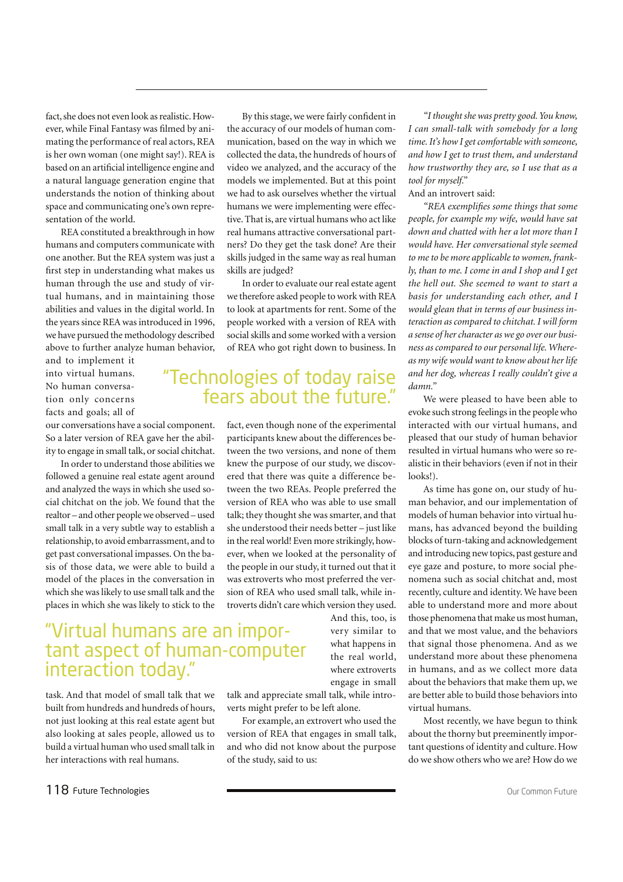fact, she does not even look as realistic. However, while Final Fantasy was filmed by animating the performance of real actors, REA is her own woman (one might say!). REA is based on an artificial intelligence engine and a natural language generation engine that understands the notion of thinking about space and communicating one's own representation of the world.

REA constituted a breakthrough in how humans and computers communicate with one another. But the REA system was just a first step in understanding what makes us human through the use and study of virtual humans, and in maintaining those abilities and values in the digital world. In the years since REA was introduced in 1996, we have pursued the methodology described above to further analyze human behavior, and to implement it into virtual humans. No human conversation only concerns facts and goals; all of our conversations have a social component. So a later version of REA gave her the ability to engage in small talk, or social chitchat.

In order to understand those abilities we followed a genuine real estate agent around and analyzed the ways in which she used social chitchat on the job. We found that the realtor – and other people we observed – used small talk in a very subtle way to establish a relationship, to avoid embarrassment, and to get past conversational impasses. On the basis of those data, we were able to build a model of the places in the conversation in which she was likely to use small talk and the places in which she was likely to stick to the task. And that model of small talk that we built from hundreds and hundreds of hours, not just looking at this real estate agent but also looking at sales people, allowed us to build a virtual human who used small talk in her interactions with real humans.

> "Virtual humans are an important aspect of human-computer interaction today."

By this stage, we were fairly confident in the accuracy of our models of human communication, based on the way in which we collected the data, the hundreds of hours of video we analyzed, and the accuracy of the models we implemented. But at this point we had to ask ourselves whether the virtual humans we were implementing were effective. That is, are virtual humans who act like real humans attractive conversational partners? Do they get the task done? Are their skills judged in the same way as real human skills are judged?

In order to evaluate our real estate agent we therefore asked people to work with REA to look at apartments for rent. Some of the people worked with a version of REA with social skills and some worked with a version of REA who got right down to business. In fact, even though none of the experimental participants knew about the differences between the two versions, and none of them knew the purpose of our study, we discovered that there was quite a difference between the two REAs. People preferred the version of REA who was able to use small talk; they thought she was smarter, and that she understood their needs better – just like in the real world! Even more strikingly, however, when we looked at the personality of the people in our study, it turned out that it was extroverts who most preferred the version of REA who used small talk, while introverts didn't care which version they used. And this, too, is very similar to what happens in the real world, where extroverts engage in small talk and appreciate small talk, while introverts might prefer to be left alone.

> "Technologies of today raise fears about the future."

For example, an extrovert who used the version of REA that engages in small talk, and who did not know about the purpose of the study, said to us:

*"I thought she was pretty good. You know, I can small-talk with somebody for a long time. It's how I get comfortable with someone, and how I get to trust them, and understand how trustworthy they are, so I use that as a tool for myself."*

And an introvert said:

*"REA exemplifies some things that some people, for example my wife, would have sat down and chatted with her a lot more than I would have. Her conversational style seemed to me to be more applicable to women, frankly, than to me. I come in and I shop and I get the hell out. She seemed to want to start a basis for understanding each other, and I would glean that in terms of our business interaction as compared to chitchat. I will form a sense of her character as we go over our business as compared to our personal life. Whereas my wife would want to know about her life and her dog, whereas I really couldn't give a damn."*

We were pleased to have been able to evoke such strong feelings in the people who interacted with our virtual humans, and pleased that our study of human behavior resulted in virtual humans who were so realistic in their behaviors (even if not in their looks!).

As time has gone on, our study of human behavior, and our implementation of models of human behavior into virtual humans, has advanced beyond the building blocks of turn-taking and acknowledgement and introducing new topics, past gesture and eye gaze and posture, to more social phenomena such as social chitchat and, most recently, culture and identity. We have been able to understand more and more about those phenomena that make us most human, and that we most value, and the behaviors that signal those phenomena. And as we understand more about these phenomena in humans, and as we collect more data about the behaviors that make them up, we are better able to build those behaviors into virtual humans.

Most recently, we have begun to think about the thorny but preeminently important questions of identity and culture. How do we show others who we are? How do we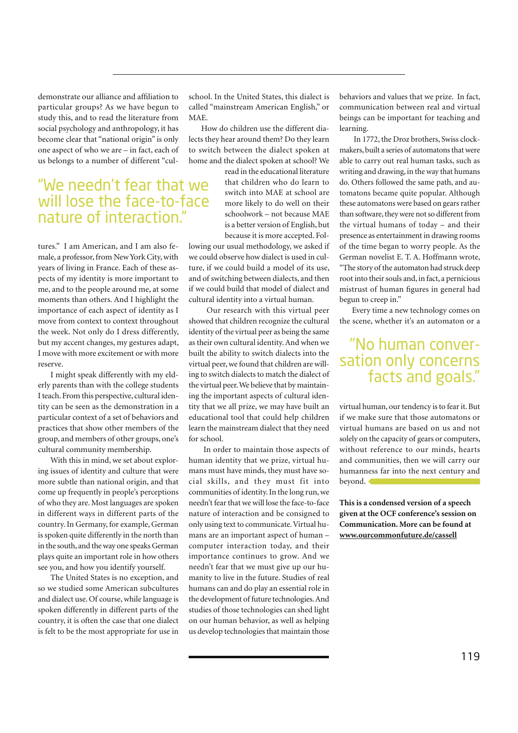demonstrate our alliance and affiliation to particular groups? As we have begun to study this, and to read the literature from social psychology and anthropology, it has become clear that "national origin" is only one aspect of who we are – in fact, each of us belongs to a number of different "cultures." I am American, and I am also female, a professor, from New York City, with years of living in France. Each of these aspects of my identity is more important to me, and to the people around me, at some moments than others. And I highlight the importance of each aspect of identity as I move from context to context throughout the week. Not only do I dress differently, but my accent changes, my gestures adapt, I move with more excitement or with more reserve.

> "We needn't fear that we will lose the face-to-face nature of interaction."

I might speak differently with my elderly parents than with the college students I teach. From this perspective, cultural identity can be seen as the demonstration in a particular context of a set of behaviors and practices that show other members of the group, and members of other groups, one's cultural community membership.

With this in mind, we set about exploring issues of identity and culture that were more subtle than national origin, and that come up frequently in people's perceptions of who they are. Most languages are spoken in different ways in different parts of the country. In Germany, for example, German is spoken quite differently in the north than in the south, and the way one speaks German plays quite an important role in how others see you, and how you identify yourself.

The United States is no exception, and so we studied some American subcultures and dialect use. Of course, while language is spoken differently in different parts of the country, it is often the case that one dialect is felt to be the most appropriate for use in school. In the United States, this dialect is called "mainstream American English," or MAE.

How do children use the different dialects they hear around them? Do they learn to switch between the dialect spoken at home and the dialect spoken at school? We read in the educational literature that children who do learn to switch into MAE at school are more likely to do well on their schoolwork – not because MAE is a better version of English, but because it is more accepted. Following our usual methodology, we asked if we could observe how dialect is used in culture, if we could build a model of its use, and of switching between dialects, and then if we could build that model of dialect and cultural identity into a virtual human.

Our research with this virtual peer showed that children recognize the cultural identity of the virtual peer as being the same as their own cultural identity. And when we built the ability to switch dialects into the virtual peer, we found that children are willing to switch dialects to match the dialect of the virtual peer. We believe that by maintaining the important aspects of cultural identity that we all prize, we may have built an educational tool that could help children learn the mainstream dialect that they need for school.

In order to maintain those aspects of human identity that we prize, virtual humans must have minds, they must have social skills, and they must fit into communities of identity. In the long run, we needn't fear that we will lose the face-to-face nature of interaction and be consigned to only using text to communicate. Virtual humans are an important aspect of human – computer interaction today, and their importance continues to grow. And we needn't fear that we must give up our humanity to live in the future. Studies of real humans can and do play an essential role in the development of future technologies. And studies of those technologies can shed light on our human behavior, as well as helping us develop technologies that maintain those behaviors and values that we prize. In fact, communication between real and virtual beings can be important for teaching and learning.

In 1772, the Droz brothers, Swiss clockmakers, built a series of automatons that were able to carry out real human tasks, such as writing and drawing, in the way that humans do. Others followed the same path, and automatons became quite popular. Although these automatons were based on gears rather than software, they were not so different from the virtual humans of today – and their presence as entertainment in drawing rooms of the time began to worry people. As the German novelist E. T. A. Hoffmann wrote, "The story of the automaton had struck deep root into their souls and, in fact, a pernicious mistrust of human figures in general had begun to creep in."

Every time a new technology comes on the scene, whether it's an automaton or a virtual human, our tendency is to fear it. But if we make sure that those automatons or virtual humans are based on us and not solely on the capacity of gears or computers, without reference to our minds, hearts and communities, then we will carry our humanness far into the next century and beyond.

> "No human conversation only concerns facts and goals."

**This is a condensed version of a speech given at the OCF conference's session on Communication. More can be found at www.ourcommonfuture.de/cassell**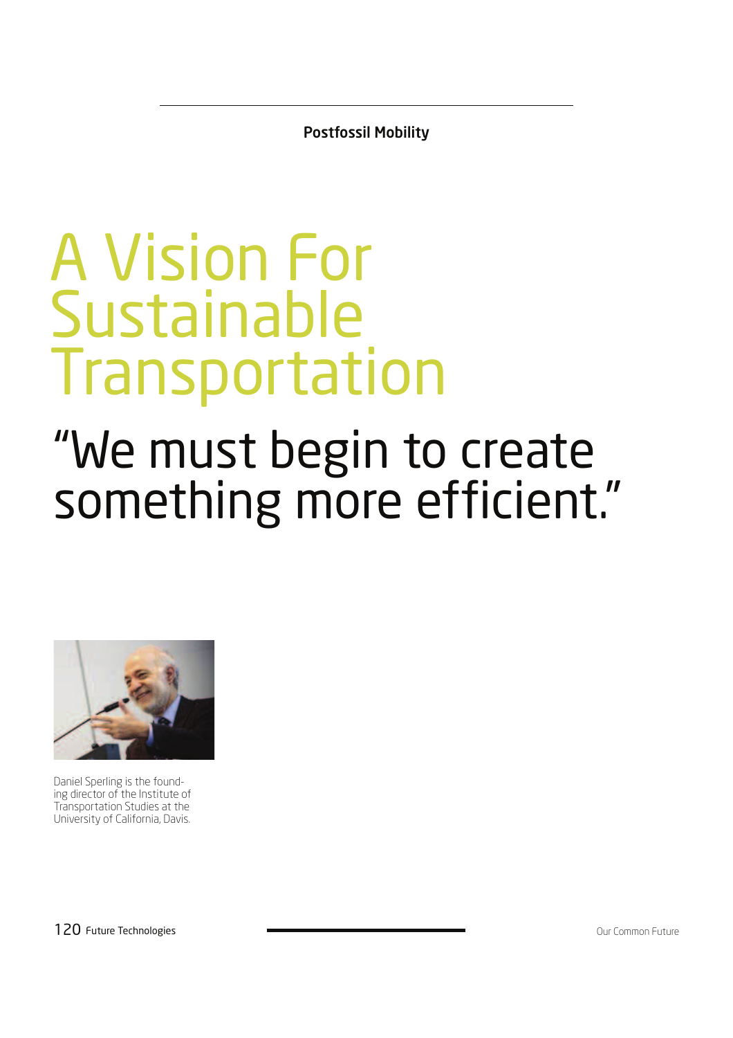Postfossil Mobility

# A Vision For Sustainable Transportation

## "We must begin to create something more efficient."

Daniel Sperling is the founding director of the Institute of Transportation Studies at the University of California, Davis.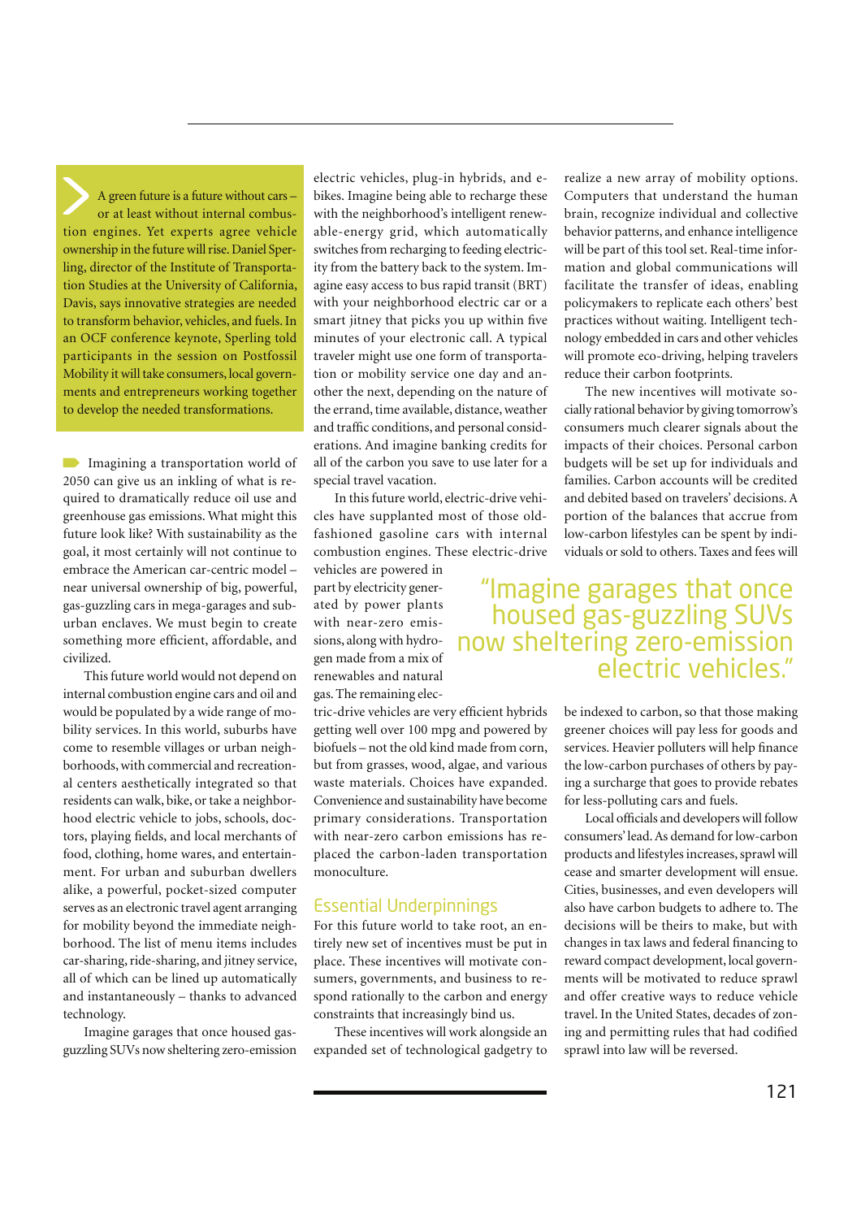A green future is a future without cars – or at least without internal combustion engines. Yet experts agree vehicle ownership in the future will rise. Daniel Sperling, director of the Institute of Transportation Studies at the University of California, Davis, says innovative strategies are needed to transform behavior, vehicles, and fuels. In an OCF conference keynote, Sperling told participants in the session on Postfossil Mobility it will take consumers, local governments and entrepreneurs working together to develop the needed transformations.

Imagining a transportation world of 2050 can give us an inkling of what is required to dramatically reduce oil use and greenhouse gas emissions. What might this future look like? With sustainability as the goal, it most certainly will not continue to embrace the American car-centric model – near universal ownership of big, powerful, gas-guzzling cars in mega-garages and suburban enclaves. We must begin to create something more efficient, affordable, and civilized.

This future world would not depend on internal combustion engine cars and oil and would be populated by a wide range of mobility services. In this world, suburbs have come to resemble villages or urban neighborhoods, with commercial and recreational centers aesthetically integrated so that residents can walk, bike, or take a neighborhood electric vehicle to jobs, schools, doctors, playing fields, and local merchants of food, clothing, home wares, and entertainment. For urban and suburban dwellers alike, a powerful, pocket-sized computer serves as an electronic travel agent arranging for mobility beyond the immediate neighborhood. The list of menu items includes car-sharing, ride-sharing, and jitney service, all of which can be lined up automatically and instantaneously – thanks to advanced technology.

Imagine garages that once housed gas-guzzling SUVs now sheltering zero-emission electric vehicles, plug-in hybrids, and e-bikes. Imagine being able to recharge these with the neighborhood's intelligent renewable-energy grid, which automatically switches from recharging to feeding electricity from the battery back to the system. Imagine easy access to bus rapid transit (BRT) with your neighborhood electric car or a smart jitney that picks you up within five minutes of your electronic call. A typical traveler might use one form of transportation or mobility service one day and another the next, depending on the nature of the errand, time available, distance, weather and traffic conditions, and personal considerations. And imagine banking credits for all of the carbon you save to use later for a special travel vacation.

In this future world, electric-drive vehicles have supplanted most of those old-fashioned gasoline cars with internal combustion engines. These electric-drive vehicles are powered in part by electricity generated by power plants with near-zero emissions, along with hydrogen made from a mix of renewables and natural gas. The remaining electric-drive vehicles are very efficient hybrids getting well over 100 mpg and powered by biofuels – not the old kind made from corn, but from grasses, wood, algae, and various waste materials. Choices have expanded. Convenience and sustainability have become primary considerations. Transportation with near-zero carbon emissions has replaced the carbon-laden transportation monoculture.

> "Imagine garages that once housed gas-guzzling SUVs now sheltering zero-emission electric vehicles."

## Essential Underpinnings

For this future world to take root, an entirely new set of incentives must be put in place. These incentives will motivate consumers, governments, and business to respond rationally to the carbon and energy constraints that increasingly bind us.

These incentives will work alongside an expanded set of technological gadgetry to realize a new array of mobility options. Computers that understand the human brain, recognize individual and collective behavior patterns, and enhance intelligence will be part of this tool set. Real-time information and global communications will facilitate the transfer of ideas, enabling policymakers to replicate each others' best practices without waiting. Intelligent technology embedded in cars and other vehicles will promote eco-driving, helping travelers reduce their carbon footprints.

The new incentives will motivate socially rational behavior by giving tomorrow's consumers much clearer signals about the impacts of their choices. Personal carbon budgets will be set up for individuals and families. Carbon accounts will be credited and debited based on travelers' decisions. A portion of the balances that accrue from low-carbon lifestyles can be spent by individuals or sold to others. Taxes and fees will be indexed to carbon, so that those making greener choices will pay less for goods and services. Heavier polluters will help finance the low-carbon purchases of others by paying a surcharge that goes to provide rebates for less-polluting cars and fuels.

Local officials and developers will follow consumers' lead. As demand for low-carbon products and lifestyles increases, sprawl will cease and smarter development will ensue. Cities, businesses, and even developers will also have carbon budgets to adhere to. The decisions will be theirs to make, but with changes in tax laws and federal financing to reward compact development, local governments will be motivated to reduce sprawl and offer creative ways to reduce vehicle travel. In the United States, decades of zoning and permitting rules that had codified sprawl into law will be reversed.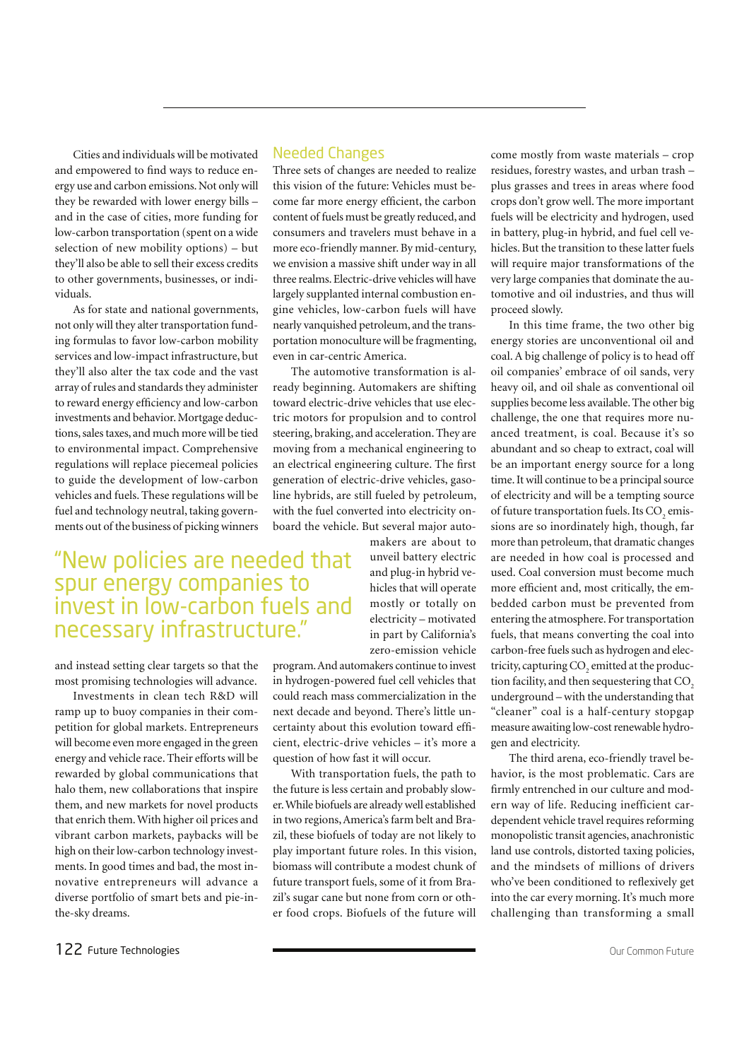Cities and individuals will be motivated and empowered to find ways to reduce energy use and carbon emissions. Not only will they be rewarded with lower energy bills – and in the case of cities, more funding for low-carbon transportation (spent on a wide selection of new mobility options) – but they'll also be able to sell their excess credits to other governments, businesses, or individuals.

As for state and national governments, not only will they alter transportation funding formulas to favor low-carbon mobility services and low-impact infrastructure, but they'll also alter the tax code and the vast array of rules and standards they administer to reward energy efficiency and low-carbon investments and behavior. Mortgage deductions, sales taxes, and much more will be tied to environmental impact. Comprehensive regulations will replace piecemeal policies to guide the development of low-carbon vehicles and fuels. These regulations will be fuel and technology neutral, taking governments out of the business of picking winners and instead setting clear targets so that the most promising technologies will advance.

Investments in clean tech R&D will ramp up to buoy companies in their competition for global markets. Entrepreneurs will become even more engaged in the green energy and vehicle race. Their efforts will be rewarded by global communications that halo them, new collaborations that inspire them, and new markets for novel products that enrich them. With higher oil prices and vibrant carbon markets, paybacks will be high on their low-carbon technology investments. In good times and bad, the most innovative entrepreneurs will advance a diverse portfolio of smart bets and pie-in-the-sky dreams.

> "New policies are needed that spur energy companies to invest in low-carbon fuels and necessary infrastructure."

## Needed Changes

Three sets of changes are needed to realize this vision of the future: Vehicles must become far more energy efficient, the carbon content of fuels must be greatly reduced, and consumers and travelers must behave in a more eco-friendly manner. By mid-century, we envision a massive shift under way in all three realms. Electric-drive vehicles will have largely supplanted internal combustion engine vehicles, low-carbon fuels will have nearly vanquished petroleum, and the transportation monoculture will be fragmenting, even in car-centric America.

The automotive transformation is already beginning. Automakers are shifting toward electric-drive vehicles that use electric motors for propulsion and to control steering, braking, and acceleration. They are moving from a mechanical engineering to an electrical engineering culture. The first generation of electric-drive vehicles, gasoline hybrids, are still fueled by petroleum, with the fuel converted into electricity onboard the vehicle. But several major automakers are about to unveil battery electric and plug-in hybrid vehicles that will operate mostly or totally on electricity – motivated in part by California's zero-emission vehicle program. And automakers continue to invest in hydrogen-powered fuel cell vehicles that could reach mass commercialization in the next decade and beyond. There's little uncertainty about this evolution toward efficient, electric-drive vehicles – it's more a question of how fast it will occur.

With transportation fuels, the path to the future is less certain and probably slower. While biofuels are already well established in two regions, America's farm belt and Brazil, these biofuels of today are not likely to play important future roles. In this vision, biomass will contribute a modest chunk of future transport fuels, some of it from Brazil's sugar cane but none from corn or other food crops. Biofuels of the future will come mostly from waste materials – crop residues, forestry wastes, and urban trash – plus grasses and trees in areas where food crops don't grow well. The more important fuels will be electricity and hydrogen, used in battery, plug-in hybrid, and fuel cell vehicles. But the transition to these latter fuels will require major transformations of the very large companies that dominate the automotive and oil industries, and thus will proceed slowly.

In this time frame, the two other big energy stories are unconventional oil and coal. A big challenge of policy is to head off oil companies' embrace of oil sands, very heavy oil, and oil shale as conventional oil supplies become less available. The other big challenge, the one that requires more nuanced treatment, is coal. Because it's so abundant and so cheap to extract, coal will be an important energy source for a long time. It will continue to be a principal source of electricity and will be a tempting source of future transportation fuels. Its $CO_2$ emissions are so inordinately high, though, far more than petroleum, that dramatic changes are needed in how coal is processed and used. Coal conversion must become much more efficient and, most critically, the embedded carbon must be prevented from entering the atmosphere. For transportation fuels, that means converting the coal into carbon-free fuels such as hydrogen and electricity, capturing $CO_2$ emitted at the production facility, and then sequestering that $CO_2$ underground – with the understanding that "cleaner" coal is a half-century stopgap measure awaiting low-cost renewable hydrogen and electricity.

The third arena, eco-friendly travel behavior, is the most problematic. Cars are firmly entrenched in our culture and modern way of life. Reducing inefficient car-dependent vehicle travel requires reforming monopolistic transit agencies, anachronistic land use controls, distorted taxing policies, and the mindsets of millions of drivers who've been conditioned to reflexively get into the car every morning. It's much more challenging than transforming a small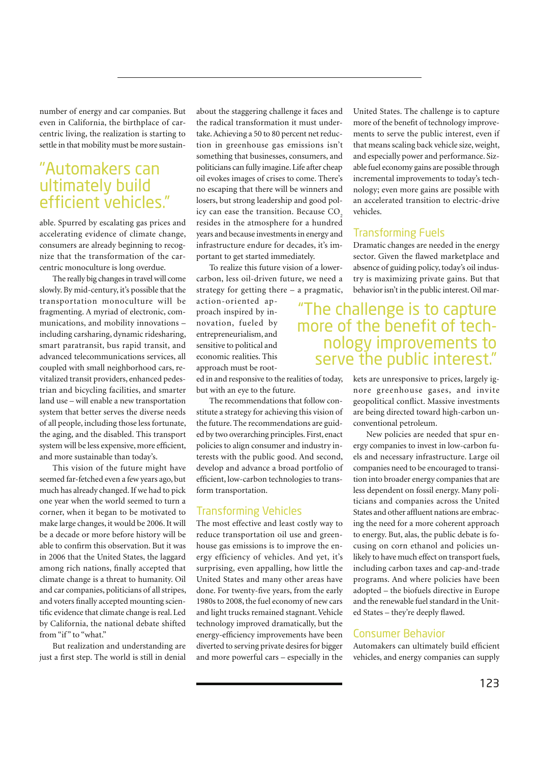number of energy and car companies. But even in California, the birthplace of car-centric living, the realization is starting to settle in that mobility must be more sustainable. Spurred by escalating gas prices and accelerating evidence of climate change, consumers are already beginning to recognize that the transformation of the car-centric monoculture is long overdue.

> "Automakers can ultimately build efficient vehicles."

The really big changes in travel will come slowly. By mid-century, it's possible that the transportation monoculture will be fragmenting. A myriad of electronic, communications, and mobility innovations – including carsharing, dynamic ridesharing, smart paratransit, bus rapid transit, and advanced telecommunications services, all coupled with small neighborhood cars, revitalized transit providers, enhanced pedestrian and bicycling facilities, and smarter land use – will enable a new transportation system that better serves the diverse needs of all people, including those less fortunate, the aging, and the disabled. This transport system will be less expensive, more efficient, and more sustainable than today's.

This vision of the future might have seemed far-fetched even a few years ago, but much has already changed. If we had to pick one year when the world seemed to turn a corner, when it began to be motivated to make large changes, it would be 2006. It will be a decade or more before history will be able to confirm this observation. But it was in 2006 that the United States, the laggard among rich nations, finally accepted that climate change is a threat to humanity. Oil and car companies, politicians of all stripes, and voters finally accepted mounting scientific evidence that climate change is real. Led by California, the national debate shifted from "if" to "what."

But realization and understanding are just a first step. The world is still in denial about the staggering challenge it faces and the radical transformation it must undertake. Achieving a 50 to 80 percent net reduction in greenhouse gas emissions isn't something that businesses, consumers, and politicians can fully imagine. Life after cheap oil evokes images of crises to come. There's no escaping that there will be winners and losers, but strong leadership and good policy can ease the transition. Because $CO_2$ resides in the atmosphere for a hundred years and because investments in energy and infrastructure endure for decades, it's important to get started immediately.

To realize this future vision of a lower-carbon, less oil-driven future, we need a strategy for getting there – a pragmatic, action-oriented approach inspired by innovation, fueled by entrepreneurialism, and sensitive to political and economic realities. This approach must be rooted in and responsive to the realities of today, but with an eye to the future.

The recommendations that follow constitute a strategy for achieving this vision of the future. The recommendations are guided by two overarching principles. First, enact policies to align consumer and industry interests with the public good. And second, develop and advance a broad portfolio of efficient, low-carbon technologies to transform transportation.

## Transforming Vehicles

The most effective and least costly way to reduce transportation oil use and greenhouse gas emissions is to improve the energy efficiency of vehicles. And yet, it's surprising, even appalling, how little the United States and many other areas have done. For twenty-five years, from the early 1980s to 2008, the fuel economy of new cars and light trucks remained stagnant. Vehicle technology improved dramatically, but the energy-efficiency improvements have been diverted to serving private desires for bigger and more powerful cars – especially in the United States. The challenge is to capture more of the benefit of technology improvements to serve the public interest, even if that means scaling back vehicle size, weight, and especially power and performance. Sizable fuel economy gains are possible through incremental improvements to today's technology; even more gains are possible with an accelerated transition to electric-drive vehicles.

## Transforming Fuels

Dramatic changes are needed in the energy sector. Given the flawed marketplace and absence of guiding policy, today's oil industry is maximizing private gains. But that behavior isn't in the public interest. Oil markets are unresponsive to prices, largely ignore greenhouse gases, and invite geopolitical conflict. Massive investments are being directed toward high-carbon unconventional petroleum.

> "The challenge is to capture more of the benefit of technology improvements to serve the public interest."

New policies are needed that spur energy companies to invest in low-carbon fuels and necessary infrastructure. Large oil companies need to be encouraged to transition into broader energy companies that are less dependent on fossil energy. Many politicians and companies across the United States and other affluent nations are embracing the need for a more coherent approach to energy. But, alas, the public debate is focusing on corn ethanol and policies unlikely to have much effect on transport fuels, including carbon taxes and cap-and-trade programs. And where policies have been adopted – the biofuels directive in Europe and the renewable fuel standard in the United States – they're deeply flawed.

## Consumer Behavior

Automakers can ultimately build efficient vehicles, and energy companies can supply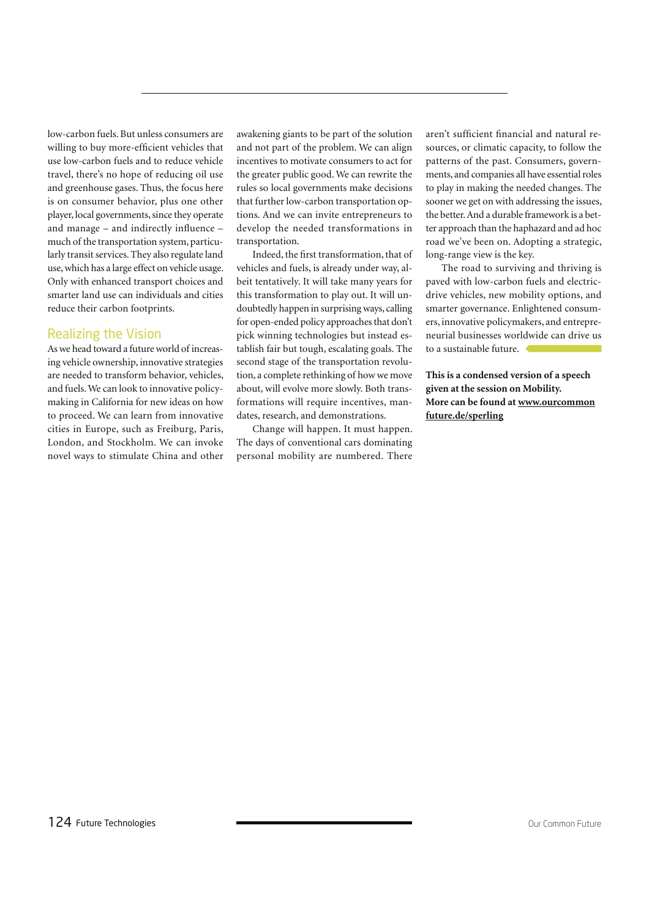low-carbon fuels. But unless consumers are willing to buy more-efficient vehicles that use low-carbon fuels and to reduce vehicle travel, there's no hope of reducing oil use and greenhouse gases. Thus, the focus here is on consumer behavior, plus one other player, local governments, since they operate and manage – and indirectly influence – much of the transportation system, particularly transit services. They also regulate land use, which has a large effect on vehicle usage. Only with enhanced transport choices and smarter land use can individuals and cities reduce their carbon footprints.

## Realizing the Vision

As we head toward a future world of increasing vehicle ownership, innovative strategies are needed to transform behavior, vehicles, and fuels. We can look to innovative policymaking in California for new ideas on how to proceed. We can learn from innovative cities in Europe, such as Freiburg, Paris, London, and Stockholm. We can invoke novel ways to stimulate China and other awakening giants to be part of the solution and not part of the problem. We can align incentives to motivate consumers to act for the greater public good. We can rewrite the rules so local governments make decisions that further low-carbon transportation options. And we can invite entrepreneurs to develop the needed transformations in transportation.

Indeed, the first transformation, that of vehicles and fuels, is already under way, albeit tentatively. It will take many years for this transformation to play out. It will undoubtedly happen in surprising ways, calling for open-ended policy approaches that don't pick winning technologies but instead establish fair but tough, escalating goals. The second stage of the transportation revolution, a complete rethinking of how we move about, will evolve more slowly. Both transformations will require incentives, mandates, research, and demonstrations.

Change will happen. It must happen. The days of conventional cars dominating personal mobility are numbered. There aren't sufficient financial and natural resources, or climatic capacity, to follow the patterns of the past. Consumers, governments, and companies all have essential roles to play in making the needed changes. The sooner we get on with addressing the issues, the better. And a durable framework is a better approach than the haphazard and ad hoc road we've been on. Adopting a strategic, long-range view is the key.

The road to surviving and thriving is paved with low-carbon fuels and electric-drive vehicles, new mobility options, and smarter governance. Enlightened consumers, innovative policymakers, and entrepreneurial businesses worldwide can drive us to a sustainable future.

**This is a condensed version of a speech given at the session on Mobility. More can be found at www.ourcommonfuture.de/sperling**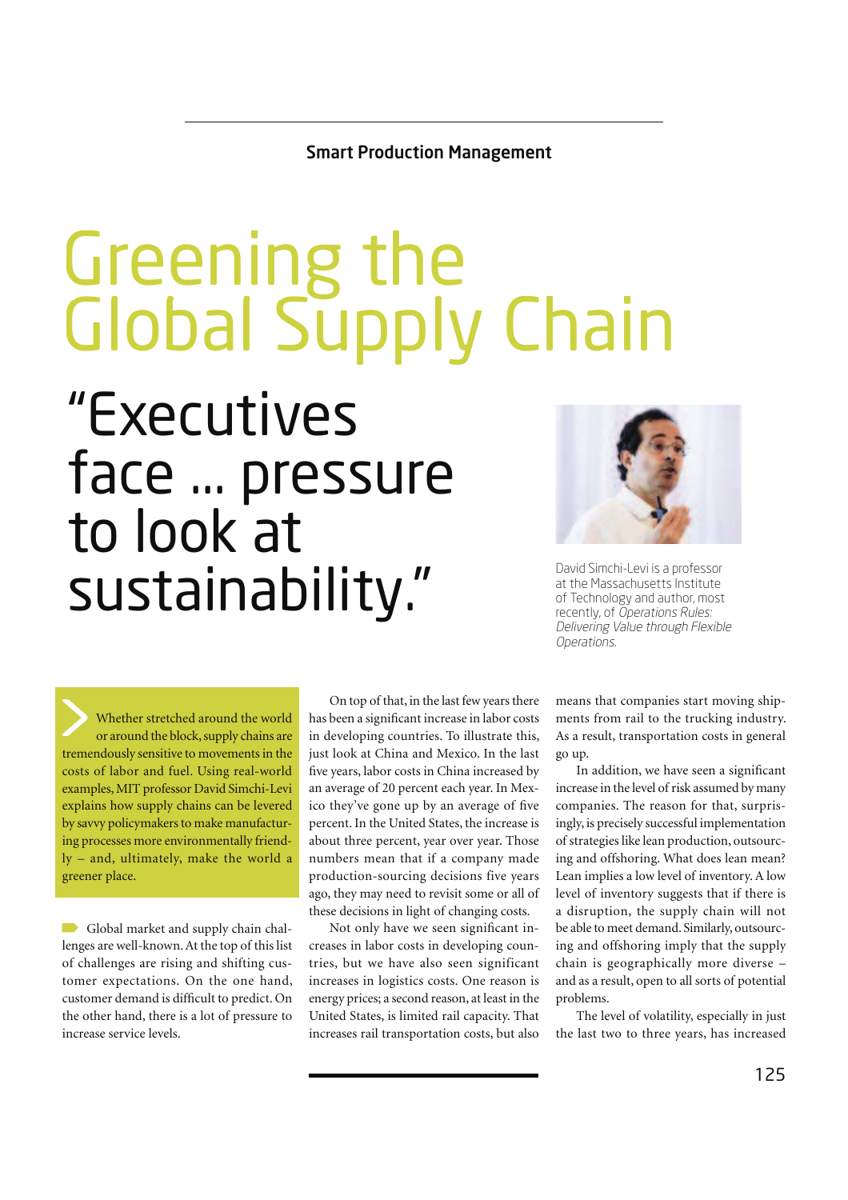Smart Production Management

# Greening the Global Supply Chain

## "Executives face … pressure to look at sustainability."

David Simchi-Levi is a professor at the Massachusetts Institute of Technology and author, most recently, of *Operations Rules: Delivering Value through Flexible Operations.*

**Whether stretched around the world or around the block, supply chains are tremendously sensitive to movements in the costs of labor and fuel. Using real-world examples, MIT professor David Simchi-Levi explains how supply chains can be levered by savvy policymakers to make manufacturing processes more environmentally friendly – and, ultimately, make the world a greener place.**

Global market and supply chain challenges are well-known. At the top of this list of challenges are rising and shifting customer expectations. On the one hand, customer demand is difficult to predict. On the other hand, there is a lot of pressure to increase service levels.

On top of that, in the last few years there has been a significant increase in labor costs in developing countries. To illustrate this, just look at China and Mexico. In the last five years, labor costs in China increased by an average of 20 percent each year. In Mexico they've gone up by an average of five percent. In the United States, the increase is about three percent, year over year. Those numbers mean that if a company made production-sourcing decisions five years ago, they may need to revisit some or all of these decisions in light of changing costs.

Not only have we seen significant increases in labor costs in developing countries, but we have also seen significant increases in logistics costs. One reason is energy prices; a second reason, at least in the United States, is limited rail capacity. That increases rail transportation costs, but also means that companies start moving shipments from rail to the trucking industry. As a result, transportation costs in general go up.

In addition, we have seen a significant increase in the level of risk assumed by many companies. The reason for that, surprisingly, is precisely successful implementation of strategies like lean production, outsourcing and offshoring. What does lean mean? Lean implies a low level of inventory. A low level of inventory suggests that if there is a disruption, the supply chain will not be able to meet demand. Similarly, outsourcing and offshoring imply that the supply chain is geographically more diverse – and as a result, open to all sorts of potential problems.

The level of volatility, especially in just the last two to three years, has increased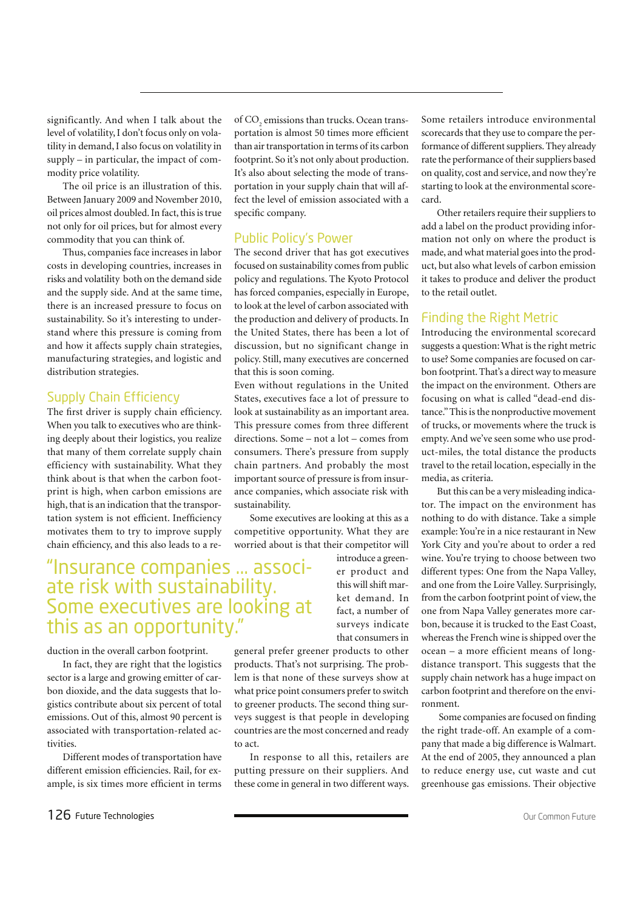significantly. And when I talk about the level of volatility, I don't focus only on volatility in demand, I also focus on volatility in supply – in particular, the impact of commodity price volatility.

The oil price is an illustration of this. Between January 2009 and November 2010, oil prices almost doubled. In fact, this is true not only for oil prices, but for almost every commodity that you can think of.

Thus, companies face increases in labor costs in developing countries, increases in risks and volatility both on the demand side and the supply side. And at the same time, there is an increased pressure to focus on sustainability. So it's interesting to understand where this pressure is coming from and how it affects supply chain strategies, manufacturing strategies, and logistic and distribution strategies.

## Supply Chain Efficiency

The first driver is supply chain efficiency. When you talk to executives who are thinking deeply about their logistics, you realize that many of them correlate supply chain efficiency with sustainability. What they think about is that when the carbon footprint is high, when carbon emissions are high, that is an indication that the transportation system is not efficient. Inefficiency motivates them to try to improve supply chain efficiency, and this also leads to a reduction in the overall carbon footprint.

> "Insurance companies ... associate risk with sustainability. Some executives are looking at this as an opportunity."

In fact, they are right that the logistics sector is a large and growing emitter of carbon dioxide, and the data suggests that logistics contribute about six percent of total emissions. Out of this, almost 90 percent is associated with transportation-related activities.

Different modes of transportation have different emission efficiencies. Rail, for example, is six times more efficient in terms of $CO_2$ emissions than trucks. Ocean transportation is almost 50 times more efficient than air transportation in terms of its carbon footprint. So it's not only about production. It's also about selecting the mode of transportation in your supply chain that will affect the level of emission associated with a specific company.

## Public Policy's Power

The second driver that has got executives focused on sustainability comes from public policy and regulations. The Kyoto Protocol has forced companies, especially in Europe, to look at the level of carbon associated with the production and delivery of products. In the United States, there has been a lot of discussion, but no significant change in policy. Still, many executives are concerned that this is soon coming.

Even without regulations in the United States, executives face a lot of pressure to look at sustainability as an important area. This pressure comes from three different directions. Some – not a lot – comes from consumers. There's pressure from supply chain partners. And probably the most important source of pressure is from insurance companies, which associate risk with sustainability.

Some executives are looking at this as a competitive opportunity. What they are worried about is that their competitor will introduce a greener product and this will shift market demand. In fact, a number of surveys indicate that consumers in general prefer greener products to other products. That's not surprising. The problem is that none of these surveys show at what price point consumers prefer to switch to greener products. The second thing surveys suggest is that people in developing countries are the most concerned and ready to act.

In response to all this, retailers are putting pressure on their suppliers. And these come in general in two different ways. Some retailers introduce environmental scorecards that they use to compare the performance of different suppliers. They already rate the performance of their suppliers based on quality, cost and service, and now they're starting to look at the environmental scorecard.

Other retailers require their suppliers to add a label on the product providing information not only on where the product is made, and what material goes into the product, but also what levels of carbon emission it takes to produce and deliver the product to the retail outlet.

## Finding the Right Metric

Introducing the environmental scorecard suggests a question: What is the right metric to use? Some companies are focused on carbon footprint. That's a direct way to measure the impact on the environment. Others are focusing on what is called "dead-end distance." This is the nonproductive movement of trucks, or movements where the truck is empty. And we've seen some who use product-miles, the total distance the products travel to the retail location, especially in the media, as criteria.

But this can be a very misleading indicator. The impact on the environment has nothing to do with distance. Take a simple example: You're in a nice restaurant in New York City and you're about to order a red wine. You're trying to choose between two different types: One from the Napa Valley, and one from the Loire Valley. Surprisingly, from the carbon footprint point of view, the one from Napa Valley generates more carbon, because it is trucked to the East Coast, whereas the French wine is shipped over the ocean – a more efficient means of long-distance transport. This suggests that the supply chain network has a huge impact on carbon footprint and therefore on the environment.

Some companies are focused on finding the right trade-off. An example of a company that made a big difference is Walmart. At the end of 2005, they announced a plan to reduce energy use, cut waste and cut greenhouse gas emissions. Their objective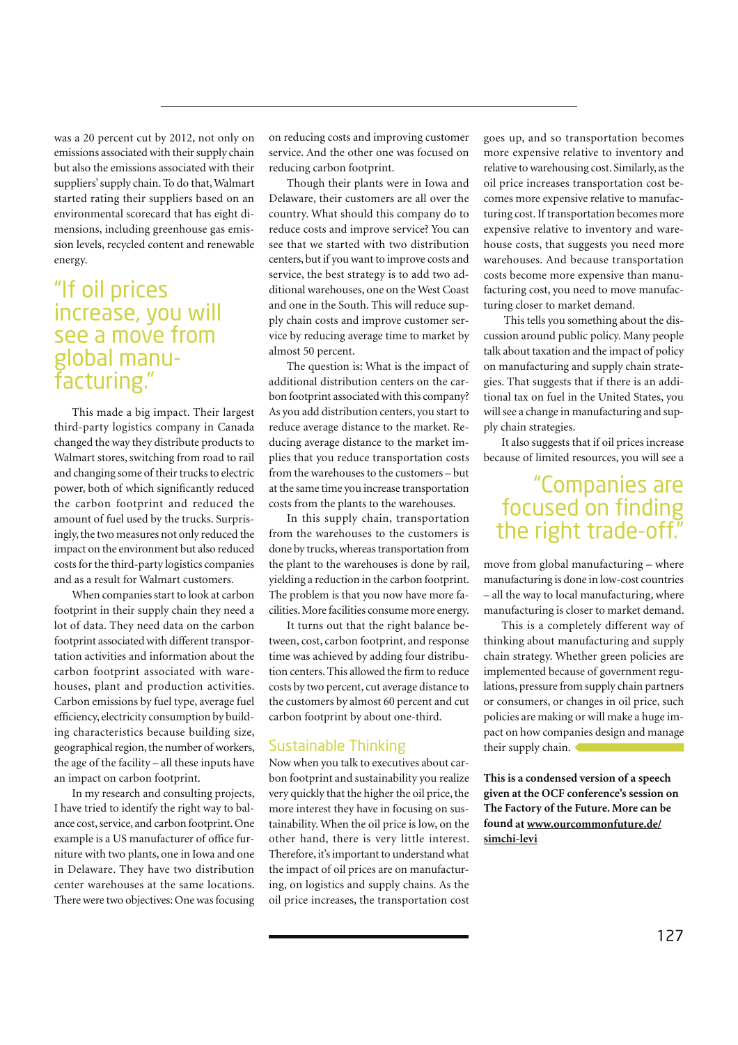was a 20 percent cut by 2012, not only on emissions associated with their supply chain but also the emissions associated with their suppliers' supply chain. To do that, Walmart started rating their suppliers based on an environmental scorecard that has eight dimensions, including greenhouse gas emission levels, recycled content and renewable energy.

> "If oil prices increase, you will see a move from global manufacturing."

This made a big impact. Their largest third-party logistics company in Canada changed the way they distribute products to Walmart stores, switching from road to rail and changing some of their trucks to electric power, both of which significantly reduced the carbon footprint and reduced the amount of fuel used by the trucks. Surprisingly, the two measures not only reduced the impact on the environment but also reduced costs for the third-party logistics companies and as a result for Walmart customers.

When companies start to look at carbon footprint in their supply chain they need a lot of data. They need data on the carbon footprint associated with different transportation activities and information about the carbon footprint associated with warehouses, plant and production activities. Carbon emissions by fuel type, average fuel efficiency, electricity consumption by building characteristics because building size, geographical region, the number of workers, the age of the facility – all these inputs have an impact on carbon footprint.

In my research and consulting projects, I have tried to identify the right way to balance cost, service, and carbon footprint. One example is a US manufacturer of office furniture with two plants, one in Iowa and one in Delaware. They have two distribution center warehouses at the same locations. There were two objectives: One was focusing on reducing costs and improving customer service. And the other one was focused on reducing carbon footprint.

Though their plants were in Iowa and Delaware, their customers are all over the country. What should this company do to reduce costs and improve service? You can see that we started with two distribution centers, but if you want to improve costs and service, the best strategy is to add two additional warehouses, one on the West Coast and one in the South. This will reduce supply chain costs and improve customer service by reducing average time to market by almost 50 percent.

The question is: What is the impact of additional distribution centers on the carbon footprint associated with this company? As you add distribution centers, you start to reduce average distance to the market. Reducing average distance to the market implies that you reduce transportation costs from the warehouses to the customers – but at the same time you increase transportation costs from the plants to the warehouses.

In this supply chain, transportation from the warehouses to the customers is done by trucks, whereas transportation from the plant to the warehouses is done by rail, yielding a reduction in the carbon footprint. The problem is that you now have more facilities. More facilities consume more energy.

It turns out that the right balance between, cost, carbon footprint, and response time was achieved by adding four distribution centers. This allowed the firm to reduce costs by two percent, cut average distance to the customers by almost 60 percent and cut carbon footprint by about one-third.

## Sustainable Thinking

Now when you talk to executives about carbon footprint and sustainability you realize very quickly that the higher the oil price, the more interest they have in focusing on sustainability. When the oil price is low, on the other hand, there is very little interest. Therefore, it's important to understand what the impact of oil prices are on manufacturing, on logistics and supply chains. As the oil price increases, the transportation cost goes up, and so transportation becomes more expensive relative to inventory and relative to warehousing cost. Similarly, as the oil price increases transportation cost becomes more expensive relative to manufacturing cost. If transportation becomes more expensive relative to inventory and warehouse costs, that suggests you need more warehouses. And because transportation costs become more expensive than manufacturing cost, you need to move manufacturing closer to market demand.

This tells you something about the discussion around public policy. Many people talk about taxation and the impact of policy on manufacturing and supply chain strategies. That suggests that if there is an additional tax on fuel in the United States, you will see a change in manufacturing and supply chain strategies.

It also suggests that if oil prices increase because of limited resources, you will see a move from global manufacturing – where manufacturing is done in low-cost countries – all the way to local manufacturing, where manufacturing is closer to market demand.

> "Companies are focused on finding the right trade-off."

This is a completely different way of thinking about manufacturing and supply chain strategy. Whether green policies are implemented because of government regulations, pressure from supply chain partners or consumers, or changes in oil price, such policies are making or will make a huge impact on how companies design and manage their supply chain.

**This is a condensed version of a speech given at the OCF conference's session on The Factory of the Future. More can be found at www.ourcommonfuture.de/simchi-levi**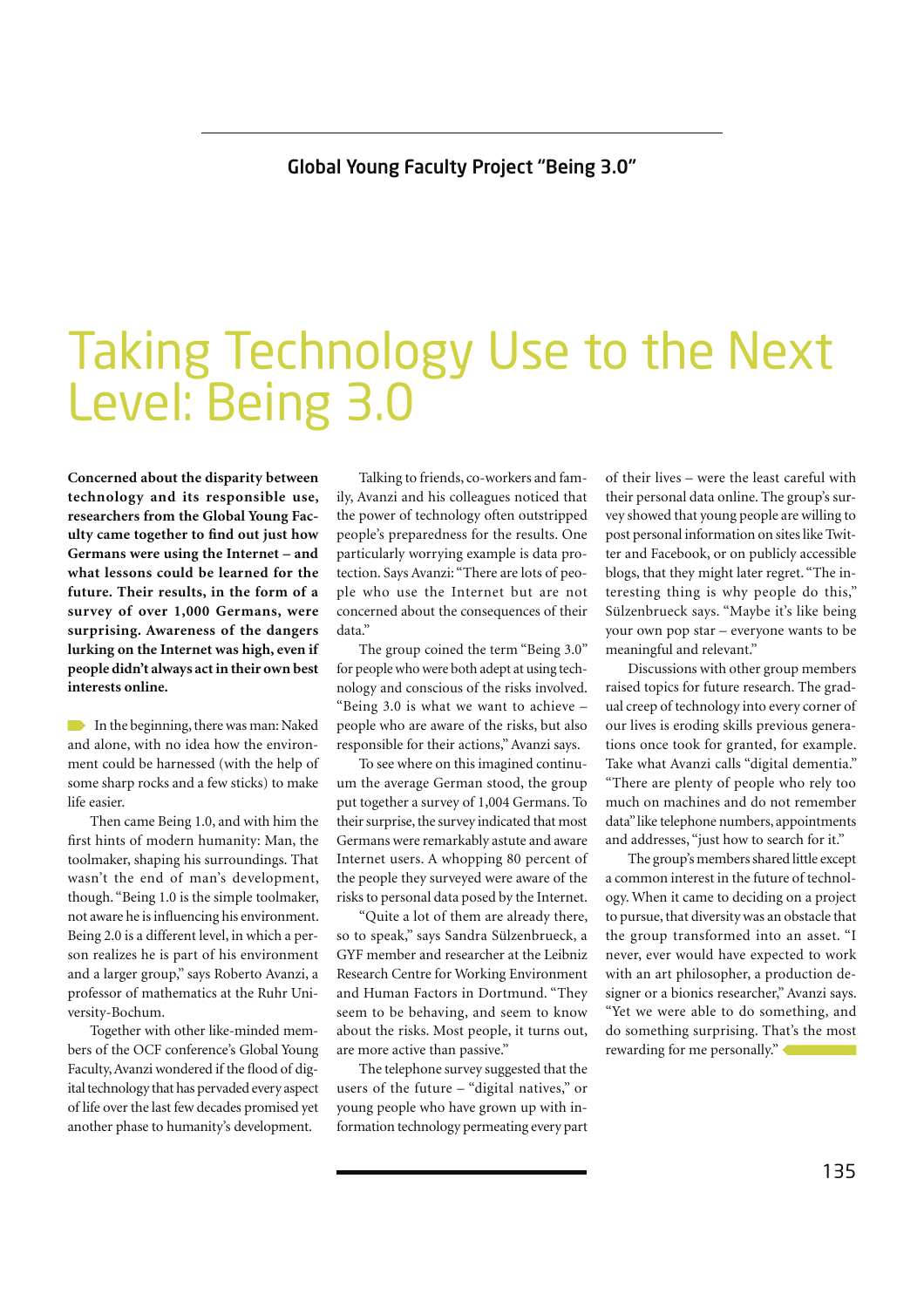Global Young Faculty Project "Being 3.0"

# Taking Technology Use to the Next Level: Being 3.0

**Concerned about the disparity between technology and its responsible use, researchers from the Global Young Faculty came together to find out just how Germans were using the Internet – and what lessons could be learned for the future. Their results, in the form of a survey of over 1,000 Germans, were surprising. Awareness of the dangers lurking on the Internet was high, even if people didn't always act in their own best interests online.**

In the beginning, there was man: Naked and alone, with no idea how the environment could be harnessed (with the help of some sharp rocks and a few sticks) to make life easier.

Then came Being 1.0, and with him the first hints of modern humanity: Man, the toolmaker, shaping his surroundings. That wasn't the end of man's development, though. "Being 1.0 is the simple toolmaker, not aware he is influencing his environment. Being 2.0 is a different level, in which a person realizes he is part of his environment and a larger group," says Roberto Avanzi, a professor of mathematics at the Ruhr University-Bochum.

Together with other like-minded members of the OCF conference's Global Young Faculty, Avanzi wondered if the flood of digital technology that has pervaded every aspect of life over the last few decades promised yet another phase to humanity's development.

Talking to friends, co-workers and family, Avanzi and his colleagues noticed that the power of technology often outstripped people's preparedness for the results. One particularly worrying example is data protection. Says Avanzi: "There are lots of people who use the Internet but are not concerned about the consequences of their data."

The group coined the term "Being 3.0" for people who were both adept at using technology and conscious of the risks involved. "Being 3.0 is what we want to achieve – people who are aware of the risks, but also responsible for their actions," Avanzi says.

To see where on this imagined continuum the average German stood, the group put together a survey of 1,004 Germans. To their surprise, the survey indicated that most Germans were remarkably astute and aware Internet users. A whopping 80 percent of the people they surveyed were aware of the risks to personal data posed by the Internet.

"Quite a lot of them are already there, so to speak," says Sandra Sülzenbrueck, a GYF member and researcher at the Leibniz Research Centre for Working Environment and Human Factors in Dortmund. "They seem to be behaving, and seem to know about the risks. Most people, it turns out, are more active than passive."

The telephone survey suggested that the users of the future – "digital natives," or young people who have grown up with information technology permeating every part of their lives – were the least careful with their personal data online. The group's survey showed that young people are willing to post personal information on sites like Twitter and Facebook, or on publicly accessible blogs, that they might later regret. "The interesting thing is why people do this," Sülzenbrueck says. "Maybe it's like being your own pop star – everyone wants to be meaningful and relevant."

Discussions with other group members raised topics for future research. The gradual creep of technology into every corner of our lives is eroding skills previous generations once took for granted, for example. Take what Avanzi calls "digital dementia." "There are plenty of people who rely too much on machines and do not remember data" like telephone numbers, appointments and addresses, "just how to search for it."

The group's members shared little except a common interest in the future of technology. When it came to deciding on a project to pursue, that diversity was an obstacle that the group transformed into an asset. "I never, ever would have expected to work with an art philosopher, a production designer or a bionics researcher," Avanzi says. "Yet we were able to do something, and do something surprising. That's the most rewarding for me personally."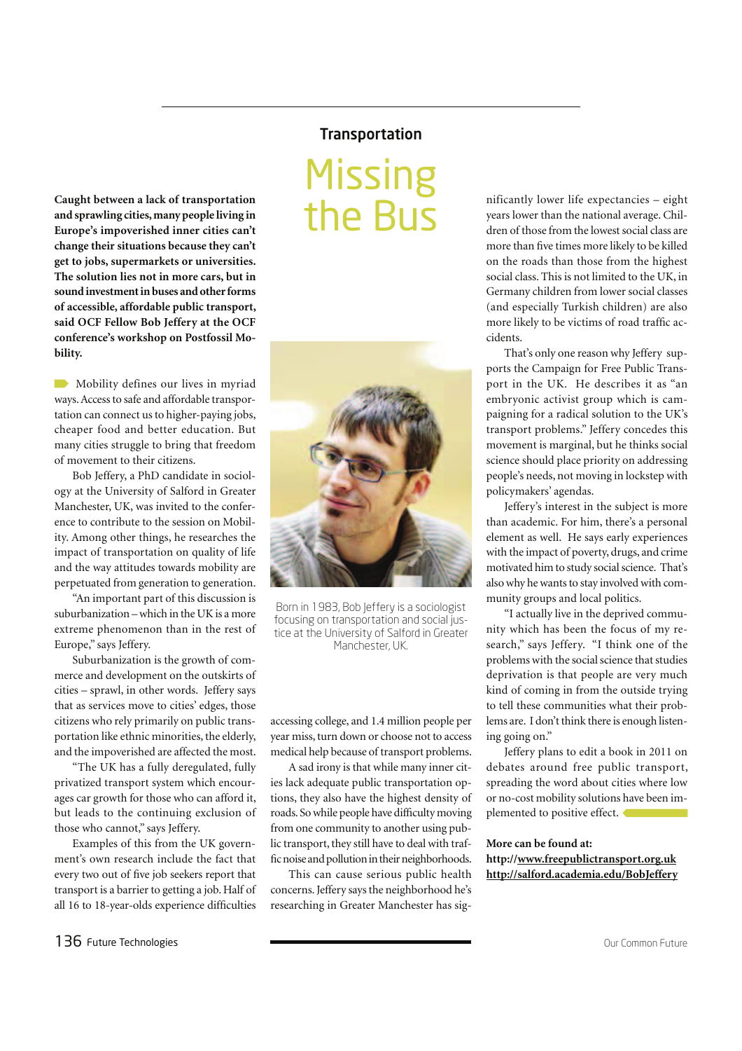## Transportation

# Missing the Bus

**Caught between a lack of transportation and sprawling cities, many people living in Europe's impoverished inner cities can't change their situations because they can't get to jobs, supermarkets or universities. The solution lies not in more cars, but in sound investment in buses and other forms of accessible, affordable public transport, said OCF Fellow Bob Jeffery at the OCF conference's workshop on Postfossil Mobility.**

Mobility defines our lives in myriad ways. Access to safe and affordable transportation can connect us to higher-paying jobs, cheaper food and better education. But many cities struggle to bring that freedom of movement to their citizens.

Bob Jeffery, a PhD candidate in sociology at the University of Salford in Greater Manchester, UK, was invited to the conference to contribute to the session on Mobility. Among other things, he researches the impact of transportation on quality of life and the way attitudes towards mobility are perpetuated from generation to generation.

"An important part of this discussion is suburbanization – which in the UK is a more extreme phenomenon than in the rest of Europe," says Jeffery.

Suburbanization is the growth of commerce and development on the outskirts of cities – sprawl, in other words. Jeffery says that as services move to cities' edges, those citizens who rely primarily on public transportation like ethnic minorities, the elderly, and the impoverished are affected the most.

"The UK has a fully deregulated, fully privatized transport system which encourages car growth for those who can afford it, but leads to the continuing exclusion of those who cannot," says Jeffery.

Examples of this from the UK government's own research include the fact that every two out of five job seekers report that transport is a barrier to getting a job. Half of all 16 to 18-year-olds experience difficulties accessing college, and 1.4 million people per year miss, turn down or choose not to access medical help because of transport problems.

Born in 1983, Bob Jeffery is a sociologist focusing on transportation and social justice at the University of Salford in Greater Manchester, UK.

A sad irony is that while many inner cities lack adequate public transportation options, they also have the highest density of roads. So while people have difficulty moving from one community to another using public transport, they still have to deal with traffic noise and pollution in their neighborhoods.

This can cause serious public health concerns. Jeffery says the neighborhood he's researching in Greater Manchester has significantly lower life expectancies – eight years lower than the national average. Children of those from the lowest social class are more than five times more likely to be killed on the roads than those from the highest social class. This is not limited to the UK, in Germany children from lower social classes (and especially Turkish children) are also more likely to be victims of road traffic accidents.

That's only one reason why Jeffery supports the Campaign for Free Public Transport in the UK. He describes it as "an embryonic activist group which is campaigning for a radical solution to the UK's transport problems." Jeffery concedes this movement is marginal, but he thinks social science should place priority on addressing people's needs, not moving in lockstep with policymakers' agendas.

Jeffery's interest in the subject is more than academic. For him, there's a personal element as well. He says early experiences with the impact of poverty, drugs, and crime motivated him to study social science. That's also why he wants to stay involved with community groups and local politics.

"I actually live in the deprived community which has been the focus of my research," says Jeffery. "I think one of the problems with the social science that studies deprivation is that people are very much kind of coming in from the outside trying to tell these communities what their problems are. I don't think there is enough listening going on."

Jeffery plans to edit a book in 2011 on debates around free public transport, spreading the word about cities where low or no-cost mobility solutions have been implemented to positive effect.

**More can be found at:**
**http://www.freepublictransport.org.uk**
**http://salford.academia.edu/BobJeffery**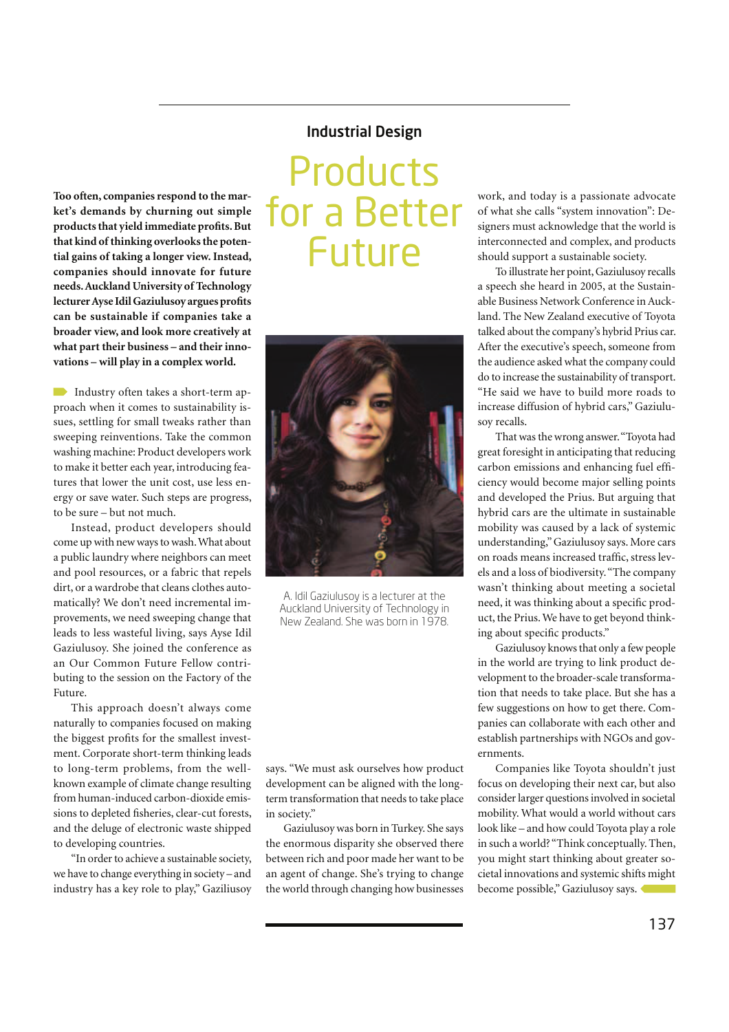### Industrial Design

# Products for a Better Future

**Too often, companies respond to the market's demands by churning out simple products that yield immediate profits. But that kind of thinking overlooks the potential gains of taking a longer view. Instead, companies should innovate for future needs. Auckland University of Technology lecturer Ayse Idil Gaziulusoy argues profits can be sustainable if companies take a broader view, and look more creatively at what part their business – and their innovations – will play in a complex world.**

Industry often takes a short-term approach when it comes to sustainability issues, settling for small tweaks rather than sweeping reinventions. Take the common washing machine: Product developers work to make it better each year, introducing features that lower the unit cost, use less energy or save water. Such steps are progress, to be sure – but not much.

Instead, product developers should come up with new ways to wash. What about a public laundry where neighbors can meet and pool resources, or a fabric that repels dirt, or a wardrobe that cleans clothes automatically? We don't need incremental improvements, we need sweeping change that leads to less wasteful living, says Ayse Idil Gaziulusoy. She joined the conference as an Our Common Future Fellow contributing to the session on the Factory of the Future.

This approach doesn't always come naturally to companies focused on making the biggest profits for the smallest investment. Corporate short-term thinking leads to long-term problems, from the well-known example of climate change resulting from human-induced carbon-dioxide emissions to depleted fisheries, clear-cut forests, and the deluge of electronic waste shipped to developing countries.

"In order to achieve a sustainable society, we have to change everything in society – and industry has a key role to play," Gaziulusoy says. "We must ask ourselves how product development can be aligned with the long-term transformation that needs to take place in society."

A. Idil Gaziulusoy is a lecturer at the Auckland University of Technology in New Zealand. She was born in 1978.

Gaziulusoy was born in Turkey. She says the enormous disparity she observed there between rich and poor made her want to be an agent of change. She's trying to change the world through changing how businesses work, and today is a passionate advocate of what she calls "system innovation": Designers must acknowledge that the world is interconnected and complex, and products should support a sustainable society.

To illustrate her point, Gaziulusoy recalls a speech she heard in 2005, at the Sustainable Business Network Conference in Auckland. The New Zealand executive of Toyota talked about the company's hybrid Prius car. After the executive's speech, someone from the audience asked what the company could do to increase the sustainability of transport. "He said we have to build more roads to increase diffusion of hybrid cars," Gaziulusoy recalls.

That was the wrong answer. "Toyota had great foresight in anticipating that reducing carbon emissions and enhancing fuel efficiency would become major selling points and developed the Prius. But arguing that hybrid cars are the ultimate in sustainable mobility was caused by a lack of systemic understanding," Gaziulusoy says. More cars on roads means increased traffic, stress levels and a loss of biodiversity. "The company wasn't thinking about meeting a societal need, it was thinking about a specific product, the Prius. We have to get beyond thinking about specific products."

Gaziulusoy knows that only a few people in the world are trying to link product development to the broader-scale transformation that needs to take place. But she has a few suggestions on how to get there. Companies can collaborate with each other and establish partnerships with NGOs and governments.

Companies like Toyota shouldn't just focus on developing their next car, but also consider larger questions involved in societal mobility. What would a world without cars look like – and how could Toyota play a role in such a world? "Think conceptually. Then, you might start thinking about greater societal innovations and systemic shifts might become possible," Gaziulusoy says.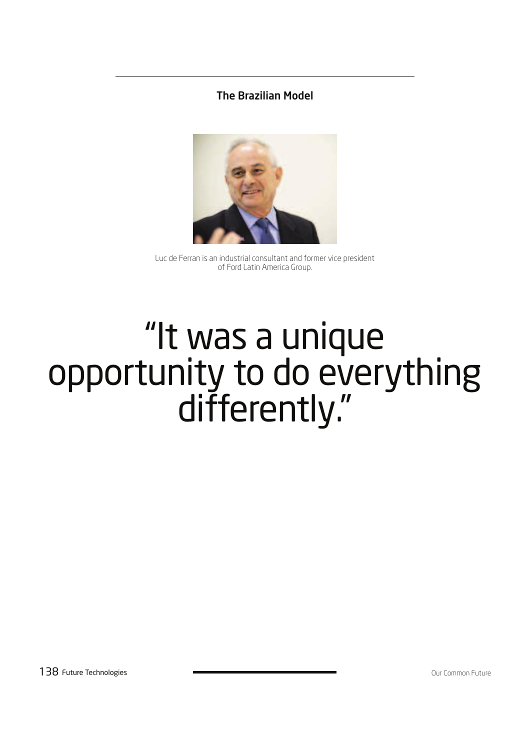## The Brazilian Model

Luc de Ferran is an industrial consultant and former vice president of Ford Latin America Group.

# "It was a unique opportunity to do everything differently."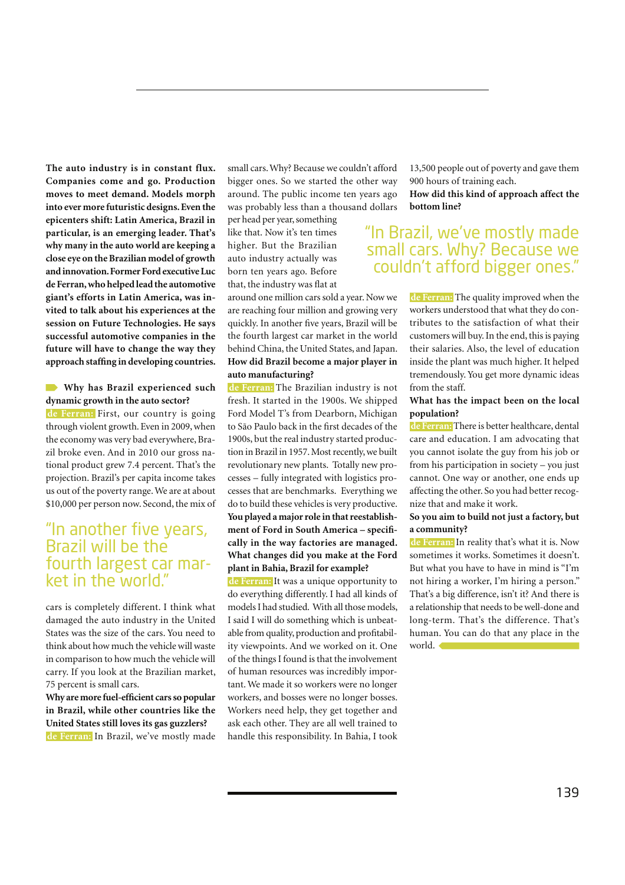**The auto industry is in constant flux. Companies come and go. Production moves to meet demand. Models morph into ever more futuristic designs. Even the epicenters shift: Latin America, Brazil in particular, is an emerging leader. That's why many in the auto world are keeping a close eye on the Brazilian model of growth and innovation. Former Ford executive Luc de Ferran, who helped lead the automotive giant's efforts in Latin America, was invited to talk about his experiences at the session on Future Technologies. He says successful automotive companies in the future will have to change the way they approach staffing in developing countries.**

**Why has Brazil experienced such dynamic growth in the auto sector?**

**de Ferran:** First, our country is going through violent growth. Even in 2009, when the economy was very bad everywhere, Brazil broke even. And in 2010 our gross national product grew 7.4 percent. That's the projection. Brazil's per capita income takes us out of the poverty range. We are at about $10,000 per person now. Second, the mix of cars is completely different. I think what damaged the auto industry in the United States was the size of the cars. You need to think about how much the vehicle will waste in comparison to how much the vehicle will carry. If you look at the Brazilian market, 75 percent is small cars.

> "In another five years, Brazil will be the fourth largest car market in the world."

**Why are more fuel-efficient cars so popular in Brazil, while other countries like the United States still loves its gas guzzlers?**

**de Ferran:** In Brazil, we've mostly made small cars. Why? Because we couldn't afford bigger ones. So we started the other way around. The public income ten years ago was probably less than a thousand dollars per head per year, something like that. Now it's ten times higher. But the Brazilian auto industry actually was born ten years ago. Before that, the industry was flat at around one million cars sold a year. Now we are reaching four million and growing very quickly. In another five years, Brazil will be the fourth largest car market in the world behind China, the United States, and Japan.

> "In Brazil, we've mostly made small cars. Why? Because we couldn't afford bigger ones."

**How did Brazil become a major player in auto manufacturing?**

**de Ferran:** The Brazilian industry is not fresh. It started in the 1900s. We shipped Ford Model T's from Dearborn, Michigan to São Paulo back in the first decades of the 1900s, but the real industry started production in Brazil in 1957. Most recently, we built revolutionary new plants. Totally new processes – fully integrated with logistics processes that are benchmarks. Everything we do to build these vehicles is very productive.

**You played a major role in that reestablishment of Ford in South America – specifically in the way factories are managed. What changes did you make at the Ford plant in Bahia, Brazil for example?**

**de Ferran:** It was a unique opportunity to do everything differently. I had all kinds of models I had studied. With all those models, I said I will do something which is unbeatable from quality, production and profitability viewpoints. And we worked on it. One of the things I found is that the involvement of human resources was incredibly important. We made it so workers were no longer workers, and bosses were no longer bosses. Workers need help, they get together and ask each other. They are all well trained to handle this responsibility. In Bahia, I took 13,500 people out of poverty and gave them 900 hours of training each.

**How did this kind of approach affect the bottom line?**

**de Ferran:** The quality improved when the workers understood that what they do contributes to the satisfaction of what their customers will buy. In the end, this is paying their salaries. Also, the level of education inside the plant was much higher. It helped tremendously. You get more dynamic ideas from the staff.

**What has the impact been on the local population?**

**de Ferran:** There is better healthcare, dental care and education. I am advocating that you cannot isolate the guy from his job or from his participation in society – you just cannot. One way or another, one ends up affecting the other. So you had better recognize that and make it work.

**So you aim to build not just a factory, but a community?**

**de Ferran:** In reality that's what it is. Now sometimes it works. Sometimes it doesn't. But what you have to have in mind is "I'm not hiring a worker, I'm hiring a person." That's a big difference, isn't it? And there is a relationship that needs to be well-done and long-term. That's the difference. That's human. You can do that any place in the world.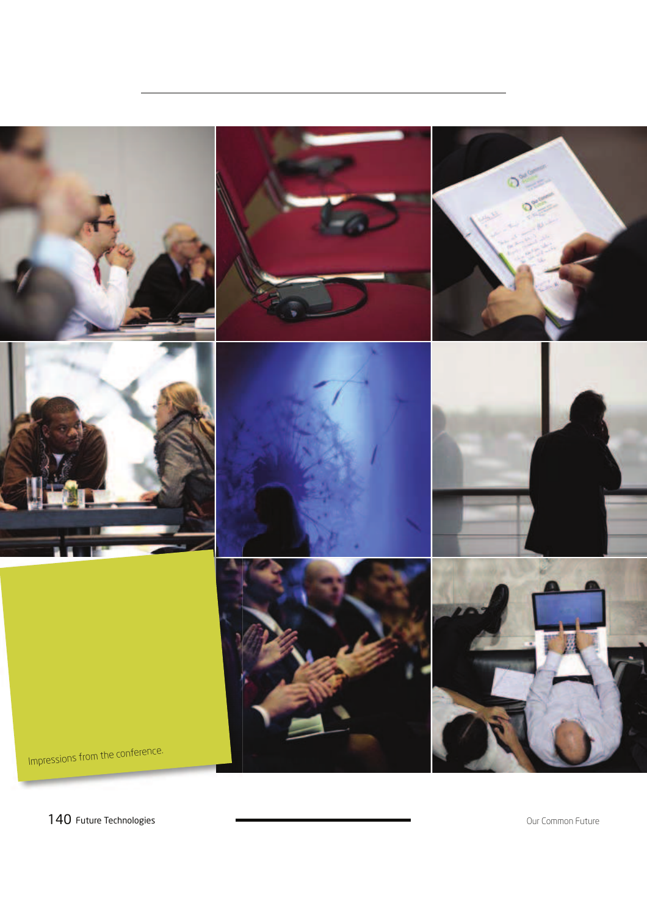Impressions from the conference.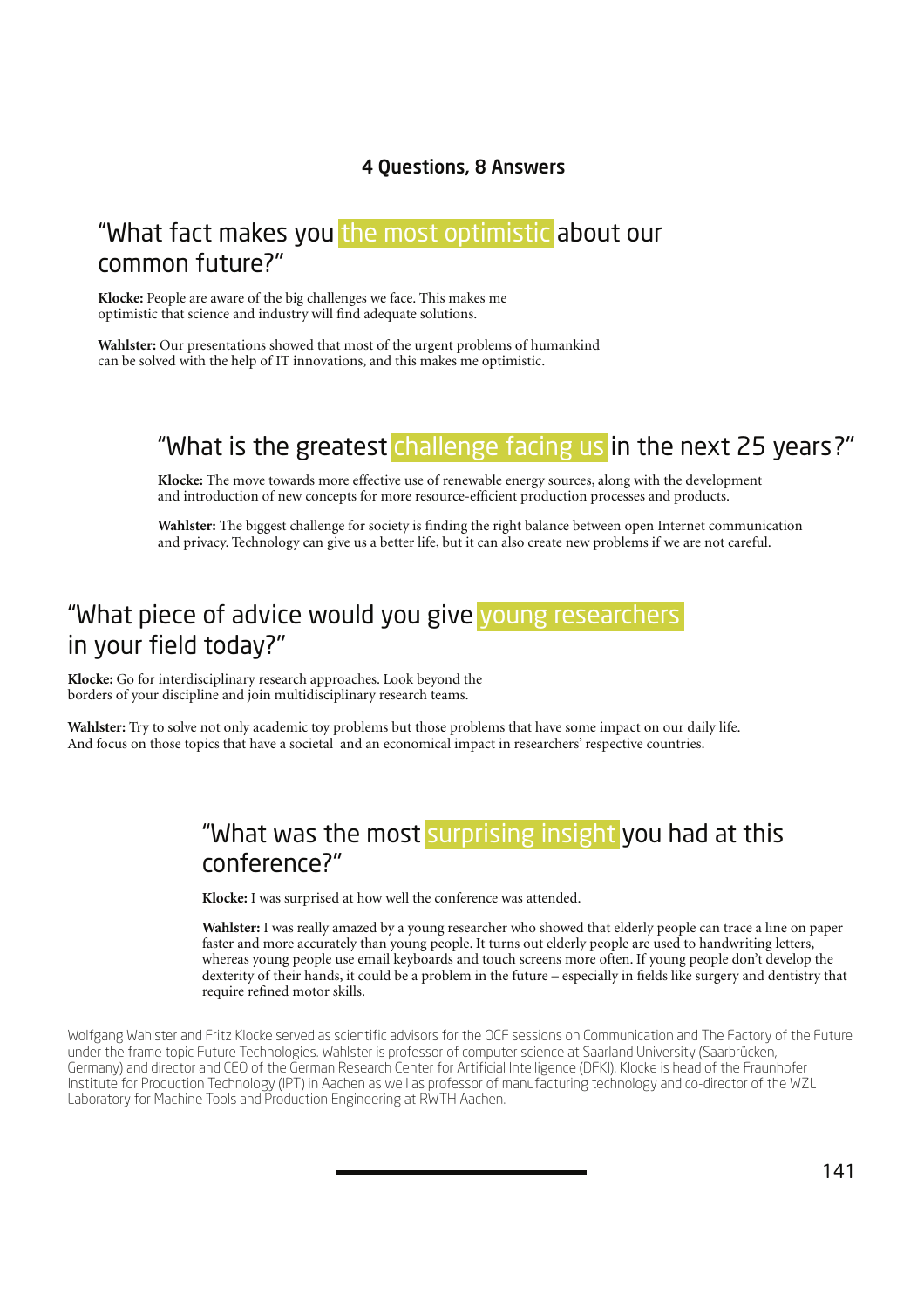## 4 Questions, 8 Answers

### "What fact makes you the most optimistic about our common future?"

**Klocke:** People are aware of the big challenges we face. This makes me optimistic that science and industry will find adequate solutions.

**Wahlster:** Our presentations showed that most of the urgent problems of humankind can be solved with the help of IT innovations, and this makes me optimistic.

### "What is the greatest challenge facing us in the next 25 years?"

**Klocke:** The move towards more effective use of renewable energy sources, along with the development and introduction of new concepts for more resource-efficient production processes and products.

**Wahlster:** The biggest challenge for society is finding the right balance between open Internet communication and privacy. Technology can give us a better life, but it can also create new problems if we are not careful.

### "What piece of advice would you give young researchers in your field today?"

**Klocke:** Go for interdisciplinary research approaches. Look beyond the borders of your discipline and join multidisciplinary research teams.

**Wahlster:** Try to solve not only academic toy problems but those problems that have some impact on our daily life. And focus on those topics that have a societal and an economical impact in researchers' respective countries.

### "What was the most surprising insight you had at this conference?"

**Klocke:** I was surprised at how well the conference was attended.

**Wahlster:** I was really amazed by a young researcher who showed that elderly people can trace a line on paper faster and more accurately than young people. It turns out elderly people are used to handwriting letters, whereas young people use email keyboards and touch screens more often. If young people don't develop the dexterity of their hands, it could be a problem in the future – especially in fields like surgery and dentistry that require refined motor skills.

Wolfgang Wahlster and Fritz Klocke served as scientific advisors for the OCF sessions on Communication and The Factory of the Future under the frame topic Future Technologies. Wahlster is professor of computer science at Saarland University (Saarbrücken, Germany) and director and CEO of the German Research Center for Artificial Intelligence (DFKI). Klocke is head of the Fraunhofer Institute for Production Technology (IPT) in Aachen as well as professor of manufacturing technology and co-director of the WZL Laboratory for Machine Tools and Production Engineering at RWTH Aachen.